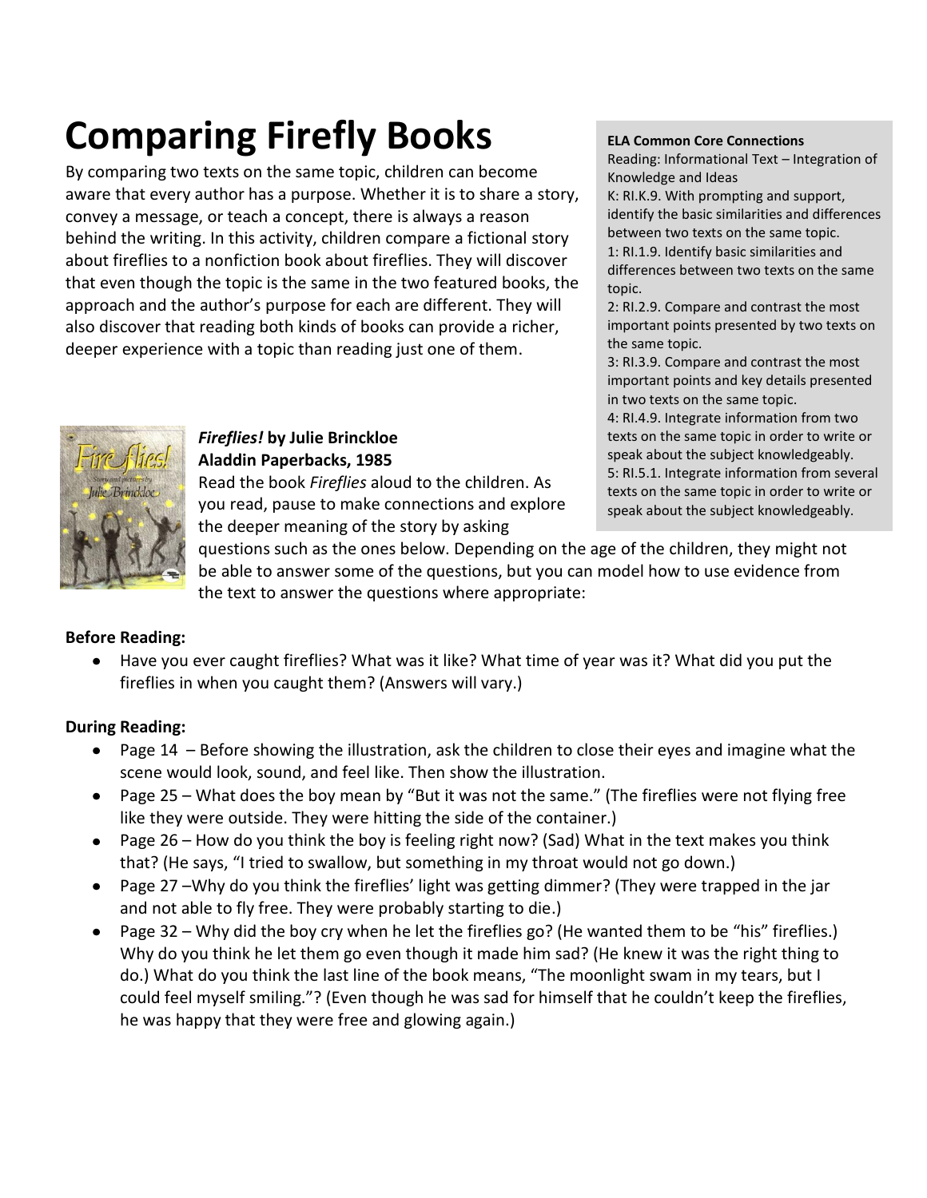# Comparing Firefly Books

By comparing two texts on the same topic, children can become aware that every author has a purpose. Whether it is to share a story, convey a message, or teach a concept, there is always a reason behind the writing. In this activity, children compare a fictional story about fireflies to a nonfiction book about fireflies. They will discover that even though the topic is the same in the two featured books, the approach and the author's purpose for each are different. They will also discover that reading both kinds of books can provide a richer, deeper experience with a topic than reading just one of them.

**ELA Common Core Connections**
Reading: Informational Text – Integration of Knowledge and Ideas
K: RI.K.9. With prompting and support, identify the basic similarities and differences between two texts on the same topic.
1: RI.1.9. Identify basic similarities and differences between two texts on the same topic.
2: RI.2.9. Compare and contrast the most important points presented by two texts on the same topic.
3: RI.3.9. Compare and contrast the most important points and key details presented in two texts on the same topic.
4: RI.4.9. Integrate information from two texts on the same topic in order to write or speak about the subject knowledgeably.
5: RI.5.1. Integrate information from several texts on the same topic in order to write or speak about the subject knowledgeably.

***Fireflies!* by Julie Brinckloe**
**Aladdin Paperbacks, 1985**

Read the book *Fireflies* aloud to the children. As you read, pause to make connections and explore the deeper meaning of the story by asking questions such as the ones below. Depending on the age of the children, they might not be able to answer some of the questions, but you can model how to use evidence from the text to answer the questions where appropriate:

**Before Reading:**

- Have you ever caught fireflies? What was it like? What time of year was it? What did you put the fireflies in when you caught them? (Answers will vary.)

**During Reading:**

- Page 14 – Before showing the illustration, ask the children to close their eyes and imagine what the scene would look, sound, and feel like. Then show the illustration.
- Page 25 – What does the boy mean by "But it was not the same." (The fireflies were not flying free like they were outside. They were hitting the side of the container.)
- Page 26 – How do you think the boy is feeling right now? (Sad) What in the text makes you think that? (He says, "I tried to swallow, but something in my throat would not go down.)
- Page 27 –Why do you think the fireflies' light was getting dimmer? (They were trapped in the jar and not able to fly free. They were probably starting to die.)
- Page 32 – Why did the boy cry when he let the fireflies go? (He wanted them to be "his" fireflies.) Why do you think he let them go even though it made him sad? (He knew it was the right thing to do.) What do you think the last line of the book means, "The moonlight swam in my tears, but I could feel myself smiling."? (Even though he was sad for himself that he couldn't keep the fireflies, he was happy that they were free and glowing again.)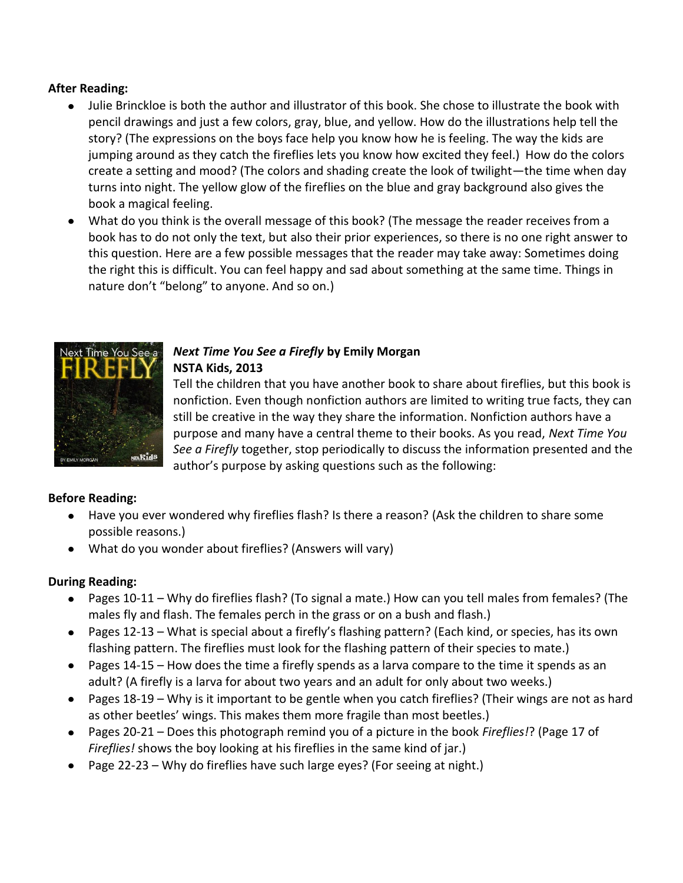**After Reading:**

- Julie Brinckloe is both the author and illustrator of this book. She chose to illustrate the book with pencil drawings and just a few colors, gray, blue, and yellow. How do the illustrations help tell the story? (The expressions on the boys face help you know how he is feeling. The way the kids are jumping around as they catch the fireflies lets you know how excited they feel.) How do the colors create a setting and mood? (The colors and shading create the look of twilight—the time when day turns into night. The yellow glow of the fireflies on the blue and gray background also gives the book a magical feeling.
- What do you think is the overall message of this book? (The message the reader receives from a book has to do not only the text, but also their prior experiences, so there is no one right answer to this question. Here are a few possible messages that the reader may take away: Sometimes doing the right this is difficult. You can feel happy and sad about something at the same time. Things in nature don't "belong" to anyone. And so on.)

***Next Time You See a Firefly*** **by Emily Morgan**
**NSTA Kids, 2013**

Tell the children that you have another book to share about fireflies, but this book is nonfiction. Even though nonfiction authors are limited to writing true facts, they can still be creative in the way they share the information. Nonfiction authors have a purpose and many have a central theme to their books. As you read, *Next Time You See a Firefly* together, stop periodically to discuss the information presented and the author's purpose by asking questions such as the following:

**Before Reading:**

- Have you ever wondered why fireflies flash? Is there a reason? (Ask the children to share some possible reasons.)
- What do you wonder about fireflies? (Answers will vary)

**During Reading:**

- Pages 10-11 – Why do fireflies flash? (To signal a mate.) How can you tell males from females? (The males fly and flash. The females perch in the grass or on a bush and flash.)
- Pages 12-13 – What is special about a firefly's flashing pattern? (Each kind, or species, has its own flashing pattern. The fireflies must look for the flashing pattern of their species to mate.)
- Pages 14-15 – How does the time a firefly spends as a larva compare to the time it spends as an adult? (A firefly is a larva for about two years and an adult for only about two weeks.)
- Pages 18-19 – Why is it important to be gentle when you catch fireflies? (Their wings are not as hard as other beetles' wings. This makes them more fragile than most beetles.)
- Pages 20-21 – Does this photograph remind you of a picture in the book *Fireflies!*? (Page 17 of *Fireflies!* shows the boy looking at his fireflies in the same kind of jar.)
- Page 22-23 – Why do fireflies have such large eyes? (For seeing at night.)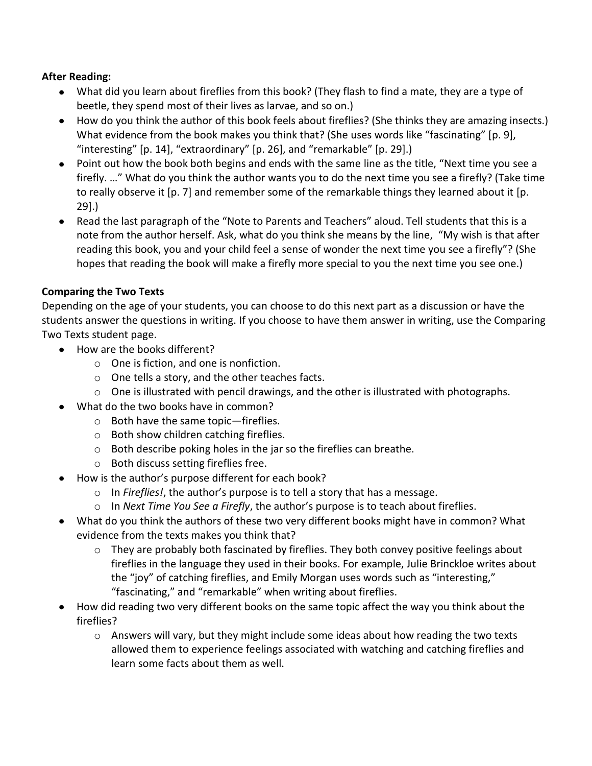**After Reading:**

- What did you learn about fireflies from this book? (They flash to find a mate, they are a type of beetle, they spend most of their lives as larvae, and so on.)
- How do you think the author of this book feels about fireflies? (She thinks they are amazing insects.) What evidence from the book makes you think that? (She uses words like "fascinating" [p. 9], "interesting" [p. 14], "extraordinary" [p. 26], and "remarkable" [p. 29].)
- Point out how the book both begins and ends with the same line as the title, "Next time you see a firefly. …" What do you think the author wants you to do the next time you see a firefly? (Take time to really observe it [p. 7] and remember some of the remarkable things they learned about it [p. 29].)
- Read the last paragraph of the "Note to Parents and Teachers" aloud. Tell students that this is a note from the author herself. Ask, what do you think she means by the line, "My wish is that after reading this book, you and your child feel a sense of wonder the next time you see a firefly"? (She hopes that reading the book will make a firefly more special to you the next time you see one.)

**Comparing the Two Texts**

Depending on the age of your students, you can choose to do this next part as a discussion or have the students answer the questions in writing. If you choose to have them answer in writing, use the Comparing Two Texts student page.

- How are the books different?
  - One is fiction, and one is nonfiction.
  - One tells a story, and the other teaches facts.
  - One is illustrated with pencil drawings, and the other is illustrated with photographs.
- What do the two books have in common?
  - Both have the same topic—fireflies.
  - Both show children catching fireflies.
  - Both describe poking holes in the jar so the fireflies can breathe.
  - Both discuss setting fireflies free.
- How is the author's purpose different for each book?
  - In *Fireflies!*, the author's purpose is to tell a story that has a message.
  - In *Next Time You See a Firefly*, the author's purpose is to teach about fireflies.
- What do you think the authors of these two very different books might have in common? What evidence from the texts makes you think that?
  - They are probably both fascinated by fireflies. They both convey positive feelings about fireflies in the language they used in their books. For example, Julie Brinckloe writes about the "joy" of catching fireflies, and Emily Morgan uses words such as "interesting," "fascinating," and "remarkable" when writing about fireflies.
- How did reading two very different books on the same topic affect the way you think about the fireflies?
  - Answers will vary, but they might include some ideas about how reading the two texts allowed them to experience feelings associated with watching and catching fireflies and learn some facts about them as well.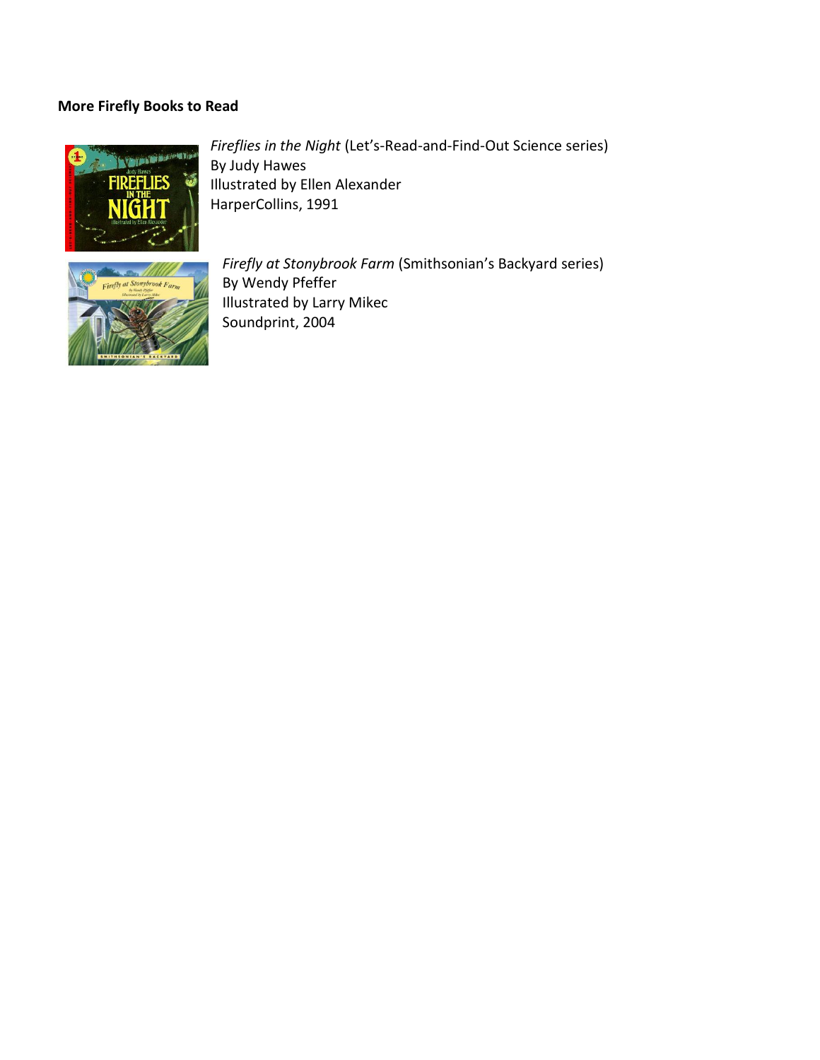**More Firefly Books to Read**

*Fireflies in the Night* (Let's-Read-and-Find-Out Science series)
By Judy Hawes
Illustrated by Ellen Alexander
HarperCollins, 1991

*Firefly at Stonybrook Farm* (Smithsonian's Backyard series)
By Wendy Pfeffer
Illustrated by Larry Mikec
Soundprint, 2004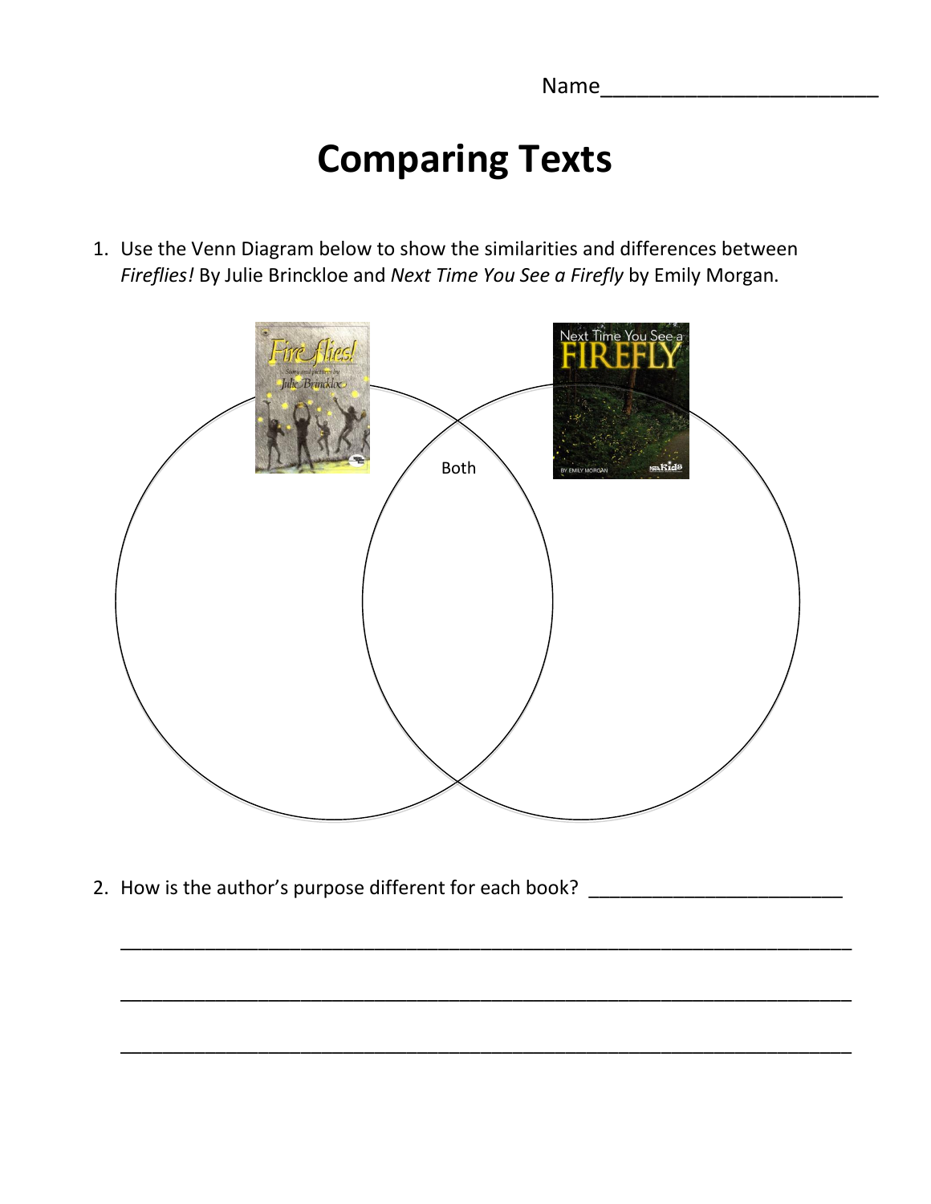Name________________________

# Comparing Texts

1. Use the Venn Diagram below to show the similarities and differences between *Fireflies!* By Julie Brinckloe and *Next Time You See a Firefly* by Emily Morgan.

Both

2. How is the author's purpose different for each book? ________________________

_____________________________________________________________________

_____________________________________________________________________

_____________________________________________________________________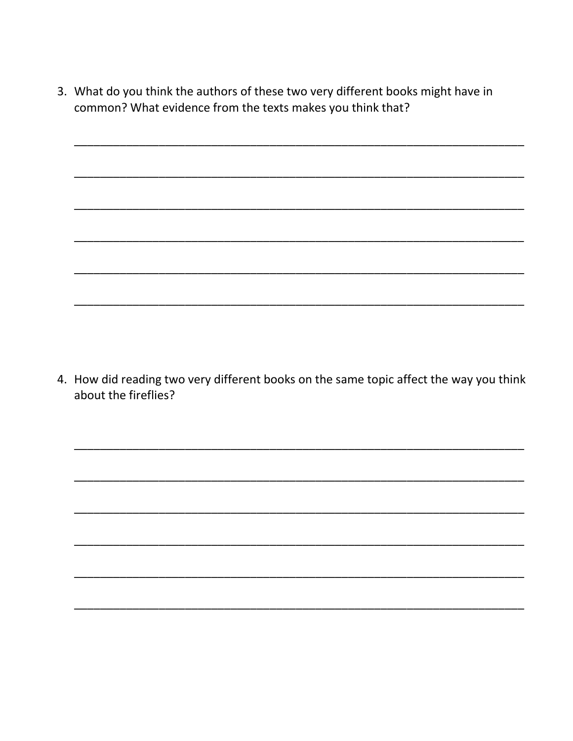3. What do you think the authors of these two very different books might have in common? What evidence from the texts makes you think that?

________________________________________________________________________

________________________________________________________________________

________________________________________________________________________

________________________________________________________________________

________________________________________________________________________

________________________________________________________________________

4. How did reading two very different books on the same topic affect the way you think about the fireflies?

________________________________________________________________________

________________________________________________________________________

________________________________________________________________________

________________________________________________________________________

________________________________________________________________________

________________________________________________________________________